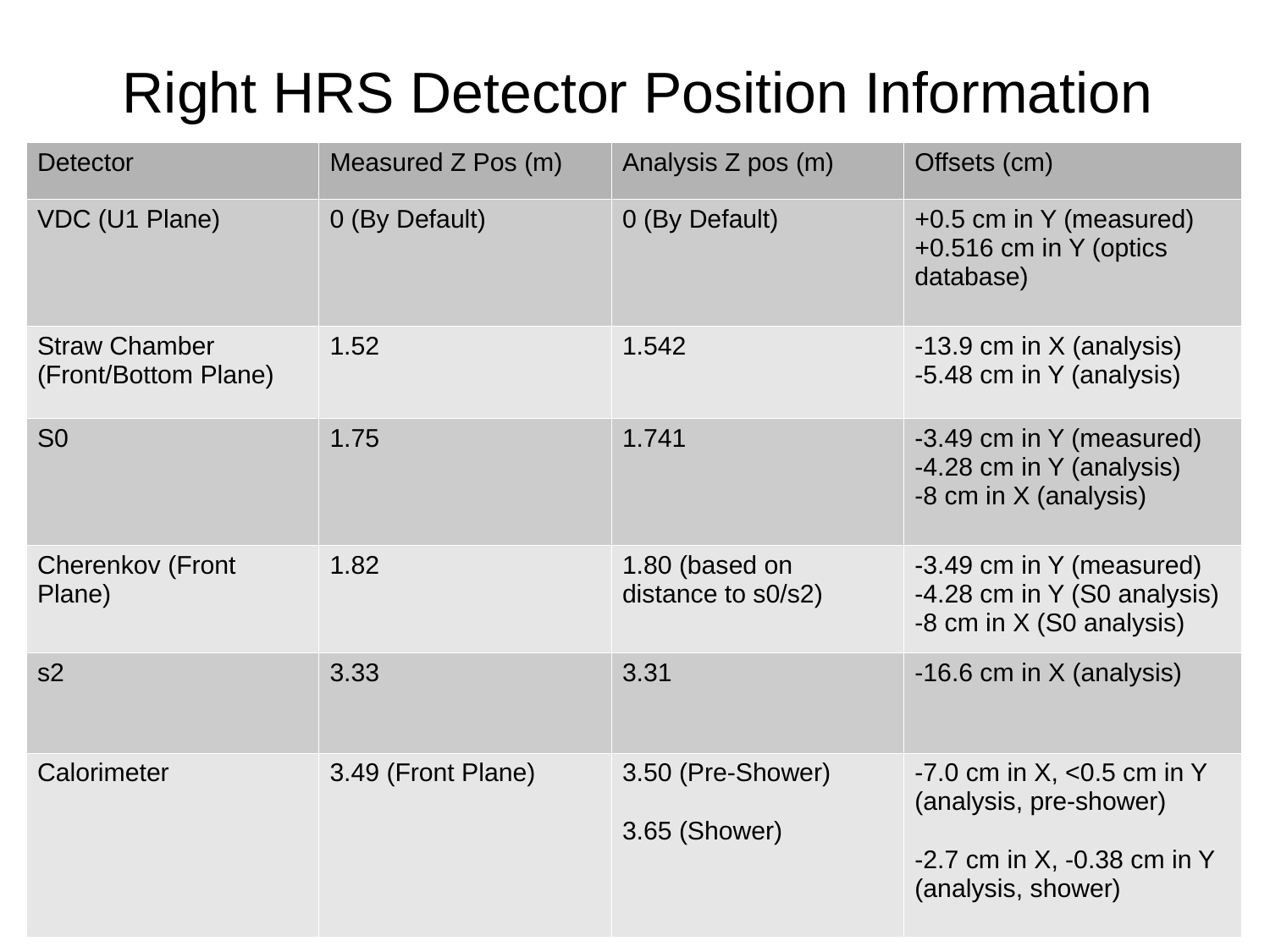# Right HRS Detector Position Information

| Detector | Measured Z Pos (m) | Analysis Z pos (m) | Offsets (cm) |
|---|---|---|---|
| VDC (U1 Plane) | 0 (By Default) | 0 (By Default) | +0.5 cm in Y (measured)<br>+0.516 cm in Y (optics database) |
| Straw Chamber (Front/Bottom Plane) | 1.52 | 1.542 | -13.9 cm in X (analysis)<br>-5.48 cm in Y (analysis) |
| S0 | 1.75 | 1.741 | -3.49 cm in Y (measured)<br>-4.28 cm in Y (analysis)<br>-8 cm in X (analysis) |
| Cherenkov (Front Plane) | 1.82 | 1.80 (based on distance to s0/s2) | -3.49 cm in Y (measured)<br>-4.28 cm in Y (S0 analysis)<br>-8 cm in X (S0 analysis) |
| s2 | 3.33 | 3.31 | -16.6 cm in X (analysis) |
| Calorimeter | 3.49 (Front Plane) | 3.50 (Pre-Shower)<br><br>3.65 (Shower) | -7.0 cm in X, <0.5 cm in Y (analysis, pre-shower)<br><br>-2.7 cm in X, -0.38 cm in Y (analysis, shower) |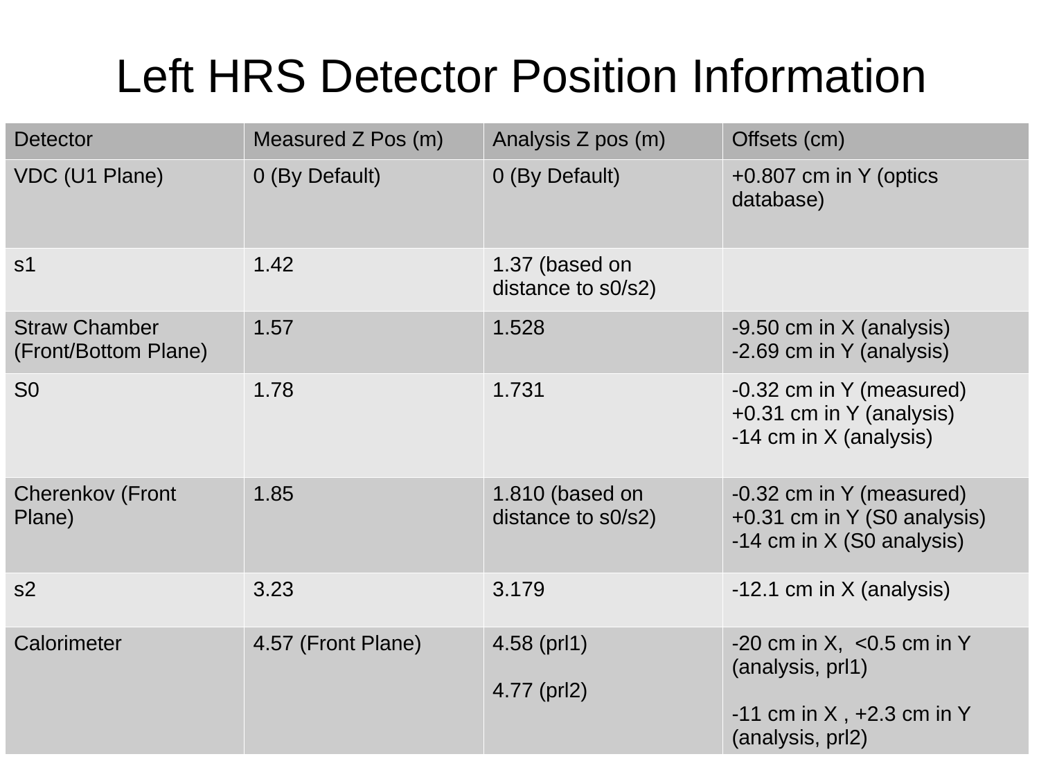# Left HRS Detector Position Information

| Detector | Measured Z Pos (m) | Analysis Z pos (m) | Offsets (cm) |
| --- | --- | --- | --- |
| VDC (U1 Plane) | 0 (By Default) | 0 (By Default) | +0.807 cm in Y (optics database) |
| s1 | 1.42 | 1.37 (based on distance to s0/s2) | |
| Straw Chamber (Front/Bottom Plane) | 1.57 | 1.528 | -9.50 cm in X (analysis)<br>-2.69 cm in Y (analysis) |
| S0 | 1.78 | 1.731 | -0.32 cm in Y (measured)<br>+0.31 cm in Y (analysis)<br>-14 cm in X (analysis) |
| Cherenkov (Front Plane) | 1.85 | 1.810 (based on distance to s0/s2) | -0.32 cm in Y (measured)<br>+0.31 cm in Y (S0 analysis)<br>-14 cm in X (S0 analysis) |
| s2 | 3.23 | 3.179 | -12.1 cm in X (analysis) |
| Calorimeter | 4.57 (Front Plane) | 4.58 (prl1)<br><br>4.77 (prl2) | -20 cm in X, <0.5 cm in Y (analysis, prl1)<br><br>-11 cm in X , +2.3 cm in Y (analysis, prl2) |